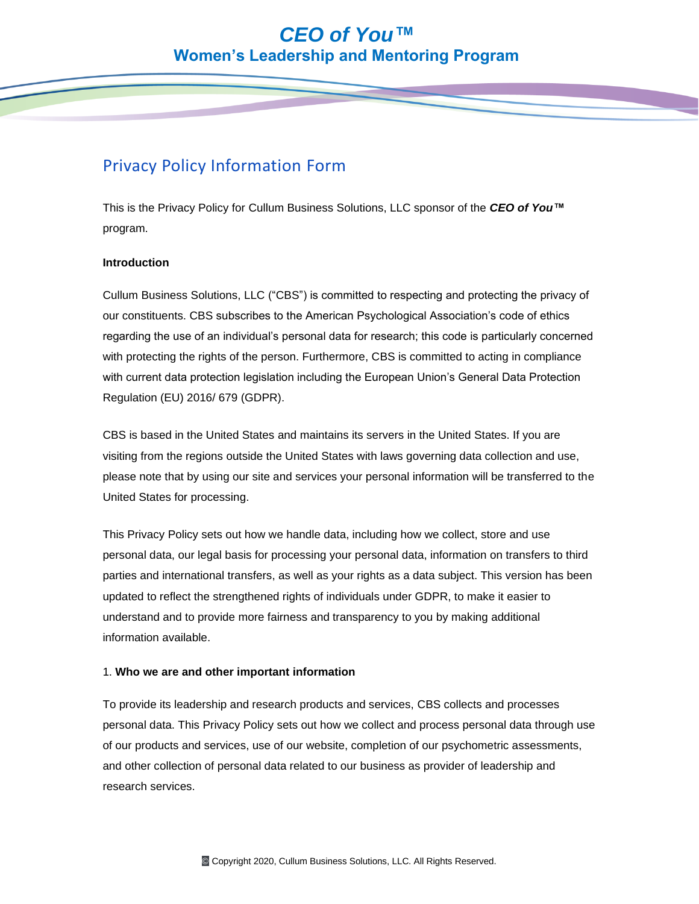# ***CEO of You™***
## Women's Leadership and Mentoring Program

## Privacy Policy Information Form

This is the Privacy Policy for Cullum Business Solutions, LLC sponsor of the ***CEO of You™*** program.

**Introduction**

Cullum Business Solutions, LLC ("CBS") is committed to respecting and protecting the privacy of our constituents. CBS subscribes to the American Psychological Association's code of ethics regarding the use of an individual's personal data for research; this code is particularly concerned with protecting the rights of the person. Furthermore, CBS is committed to acting in compliance with current data protection legislation including the European Union's General Data Protection Regulation (EU) 2016/ 679 (GDPR).

CBS is based in the United States and maintains its servers in the United States. If you are visiting from the regions outside the United States with laws governing data collection and use, please note that by using our site and services your personal information will be transferred to the United States for processing.

This Privacy Policy sets out how we handle data, including how we collect, store and use personal data, our legal basis for processing your personal data, information on transfers to third parties and international transfers, as well as your rights as a data subject. This version has been updated to reflect the strengthened rights of individuals under GDPR, to make it easier to understand and to provide more fairness and transparency to you by making additional information available.

1. **Who we are and other important information**

To provide its leadership and research products and services, CBS collects and processes personal data. This Privacy Policy sets out how we collect and process personal data through use of our products and services, use of our website, completion of our psychometric assessments, and other collection of personal data related to our business as provider of leadership and research services.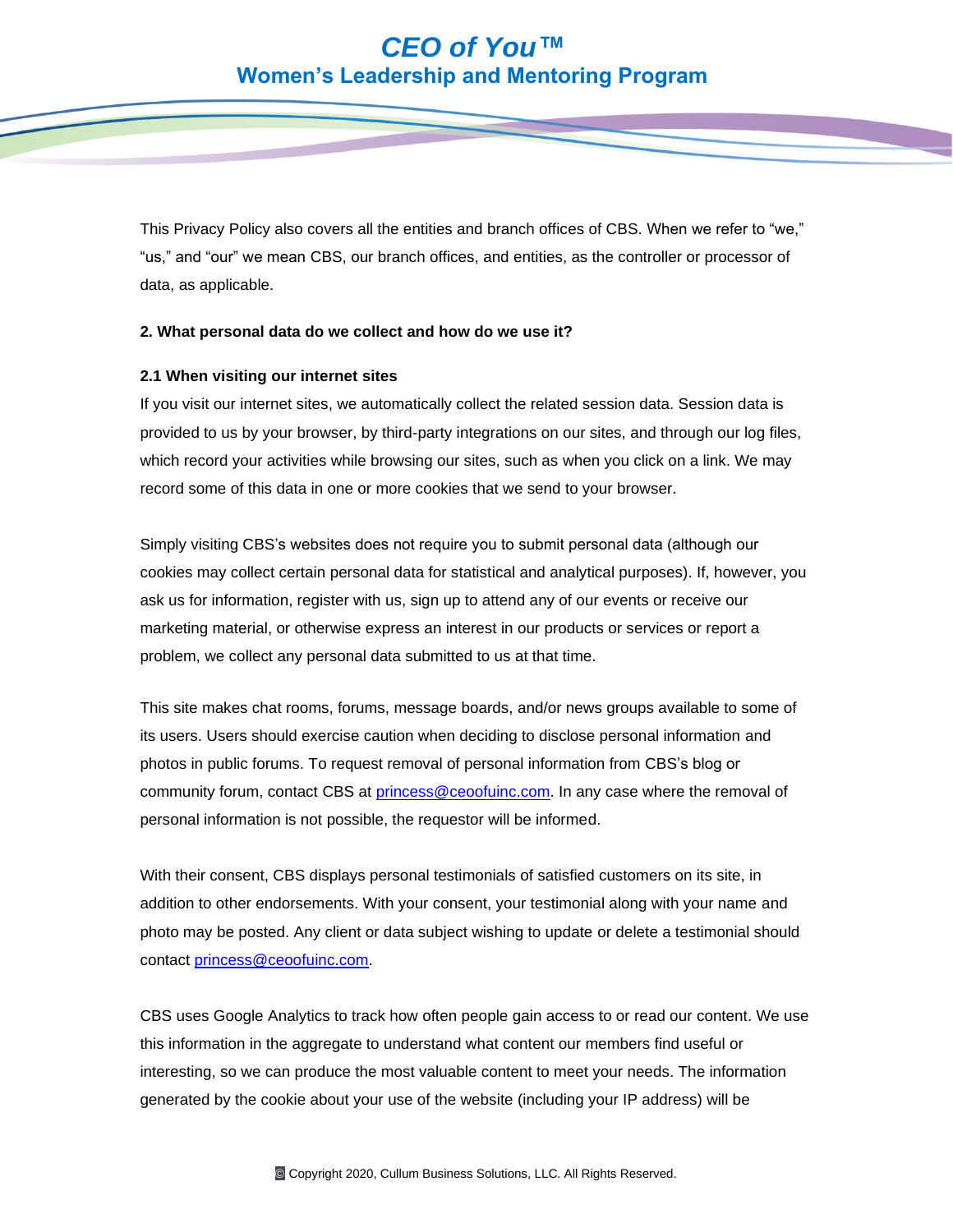This Privacy Policy also covers all the entities and branch offices of CBS. When we refer to “we,” “us,” and “our” we mean CBS, our branch offices, and entities, as the controller or processor of data, as applicable.

**2. What personal data do we collect and how do we use it?**

**2.1 When visiting our internet sites**

If you visit our internet sites, we automatically collect the related session data. Session data is provided to us by your browser, by third-party integrations on our sites, and through our log files, which record your activities while browsing our sites, such as when you click on a link. We may record some of this data in one or more cookies that we send to your browser.

Simply visiting CBS’s websites does not require you to submit personal data (although our cookies may collect certain personal data for statistical and analytical purposes). If, however, you ask us for information, register with us, sign up to attend any of our events or receive our marketing material, or otherwise express an interest in our products or services or report a problem, we collect any personal data submitted to us at that time.

This site makes chat rooms, forums, message boards, and/or news groups available to some of its users. Users should exercise caution when deciding to disclose personal information and photos in public forums. To request removal of personal information from CBS’s blog or community forum, contact CBS at princess@ceoofuinc.com. In any case where the removal of personal information is not possible, the requestor will be informed.

With their consent, CBS displays personal testimonials of satisfied customers on its site, in addition to other endorsements. With your consent, your testimonial along with your name and photo may be posted. Any client or data subject wishing to update or delete a testimonial should contact princess@ceoofuinc.com.

CBS uses Google Analytics to track how often people gain access to or read our content. We use this information in the aggregate to understand what content our members find useful or interesting, so we can produce the most valuable content to meet your needs. The information generated by the cookie about your use of the website (including your IP address) will be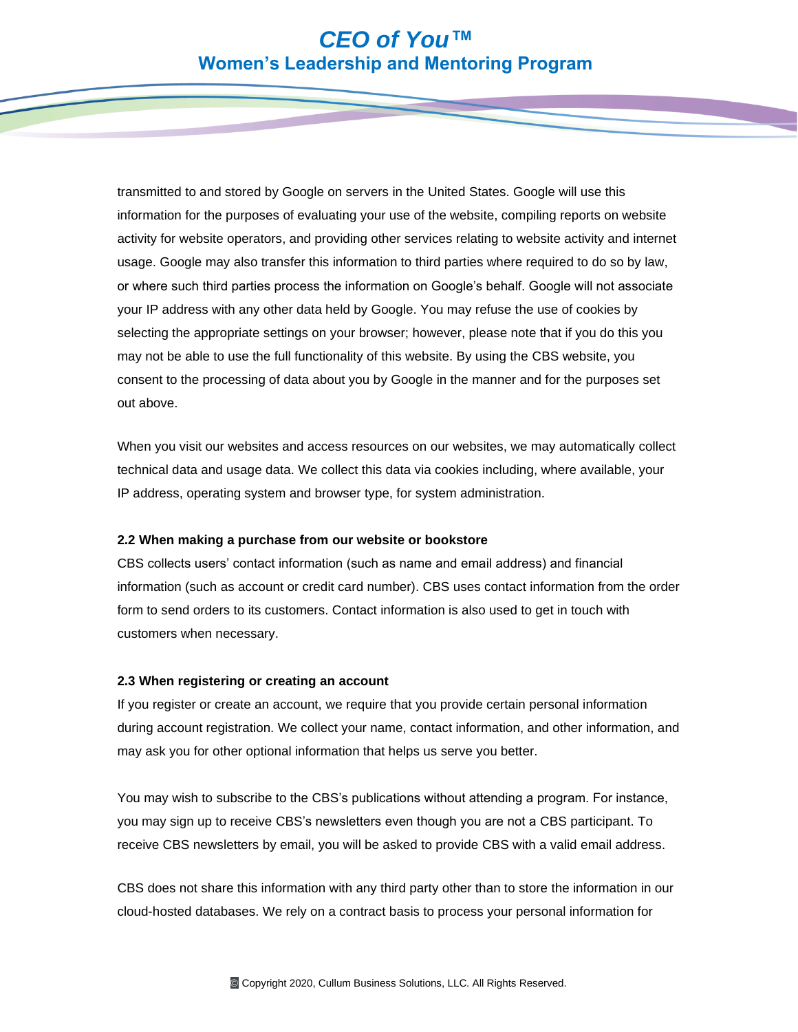transmitted to and stored by Google on servers in the United States. Google will use this information for the purposes of evaluating your use of the website, compiling reports on website activity for website operators, and providing other services relating to website activity and internet usage. Google may also transfer this information to third parties where required to do so by law, or where such third parties process the information on Google's behalf. Google will not associate your IP address with any other data held by Google. You may refuse the use of cookies by selecting the appropriate settings on your browser; however, please note that if you do this you may not be able to use the full functionality of this website. By using the CBS website, you consent to the processing of data about you by Google in the manner and for the purposes set out above.

When you visit our websites and access resources on our websites, we may automatically collect technical data and usage data. We collect this data via cookies including, where available, your IP address, operating system and browser type, for system administration.

**2.2 When making a purchase from our website or bookstore**

CBS collects users' contact information (such as name and email address) and financial information (such as account or credit card number). CBS uses contact information from the order form to send orders to its customers. Contact information is also used to get in touch with customers when necessary.

**2.3 When registering or creating an account**

If you register or create an account, we require that you provide certain personal information during account registration. We collect your name, contact information, and other information, and may ask you for other optional information that helps us serve you better.

You may wish to subscribe to the CBS's publications without attending a program. For instance, you may sign up to receive CBS's newsletters even though you are not a CBS participant. To receive CBS newsletters by email, you will be asked to provide CBS with a valid email address.

CBS does not share this information with any third party other than to store the information in our cloud-hosted databases. We rely on a contract basis to process your personal information for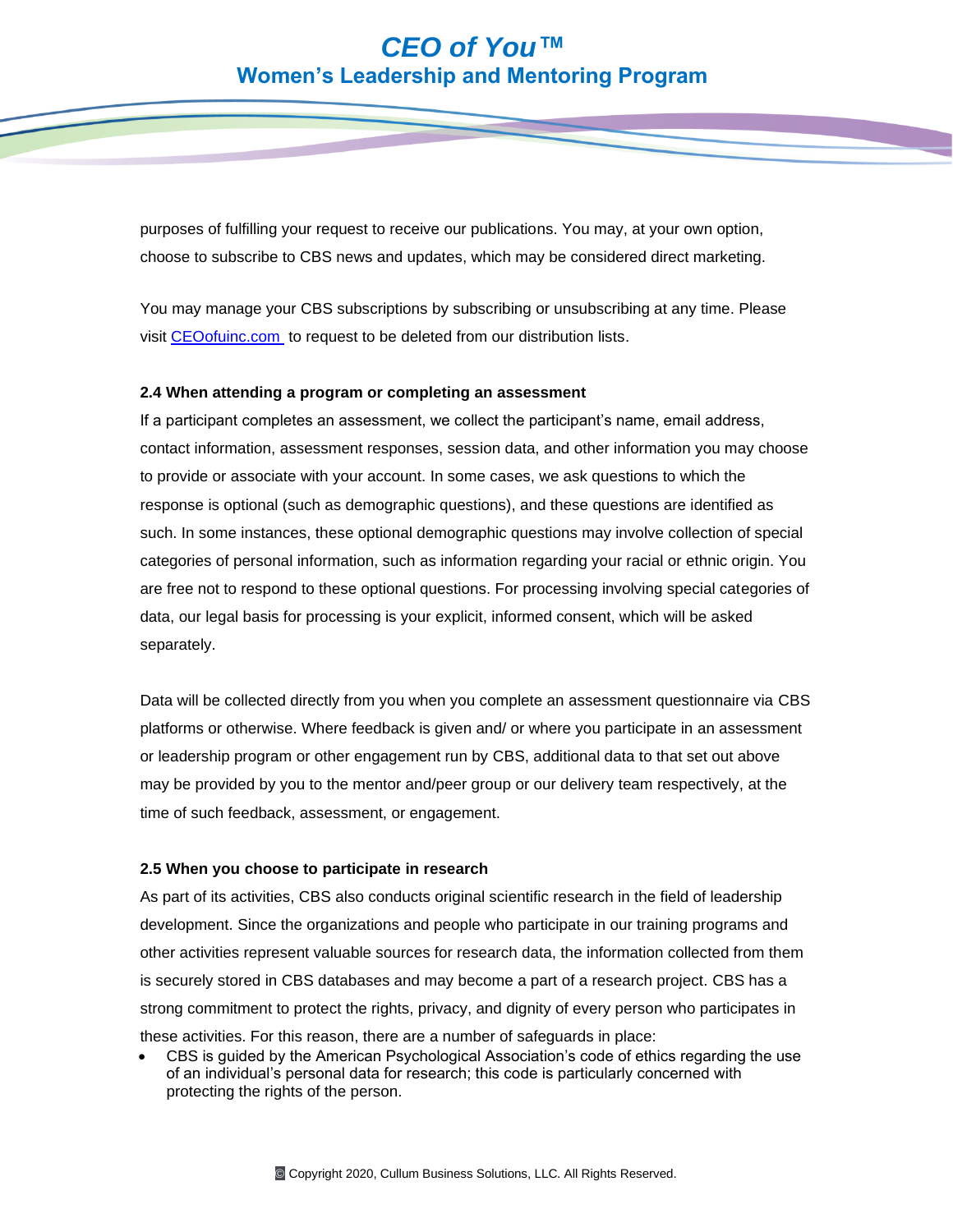purposes of fulfilling your request to receive our publications. You may, at your own option, choose to subscribe to CBS news and updates, which may be considered direct marketing.

You may manage your CBS subscriptions by subscribing or unsubscribing at any time. Please visit [CEOofuinc.com](CEOofuinc.com) to request to be deleted from our distribution lists.

**2.4 When attending a program or completing an assessment**

If a participant completes an assessment, we collect the participant's name, email address, contact information, assessment responses, session data, and other information you may choose to provide or associate with your account. In some cases, we ask questions to which the response is optional (such as demographic questions), and these questions are identified as such. In some instances, these optional demographic questions may involve collection of special categories of personal information, such as information regarding your racial or ethnic origin. You are free not to respond to these optional questions. For processing involving special categories of data, our legal basis for processing is your explicit, informed consent, which will be asked separately.

Data will be collected directly from you when you complete an assessment questionnaire via CBS platforms or otherwise. Where feedback is given and/ or where you participate in an assessment or leadership program or other engagement run by CBS, additional data to that set out above may be provided by you to the mentor and/peer group or our delivery team respectively, at the time of such feedback, assessment, or engagement.

**2.5 When you choose to participate in research**

As part of its activities, CBS also conducts original scientific research in the field of leadership development. Since the organizations and people who participate in our training programs and other activities represent valuable sources for research data, the information collected from them is securely stored in CBS databases and may become a part of a research project. CBS has a strong commitment to protect the rights, privacy, and dignity of every person who participates in these activities. For this reason, there are a number of safeguards in place:

- CBS is guided by the American Psychological Association's code of ethics regarding the use of an individual's personal data for research; this code is particularly concerned with protecting the rights of the person.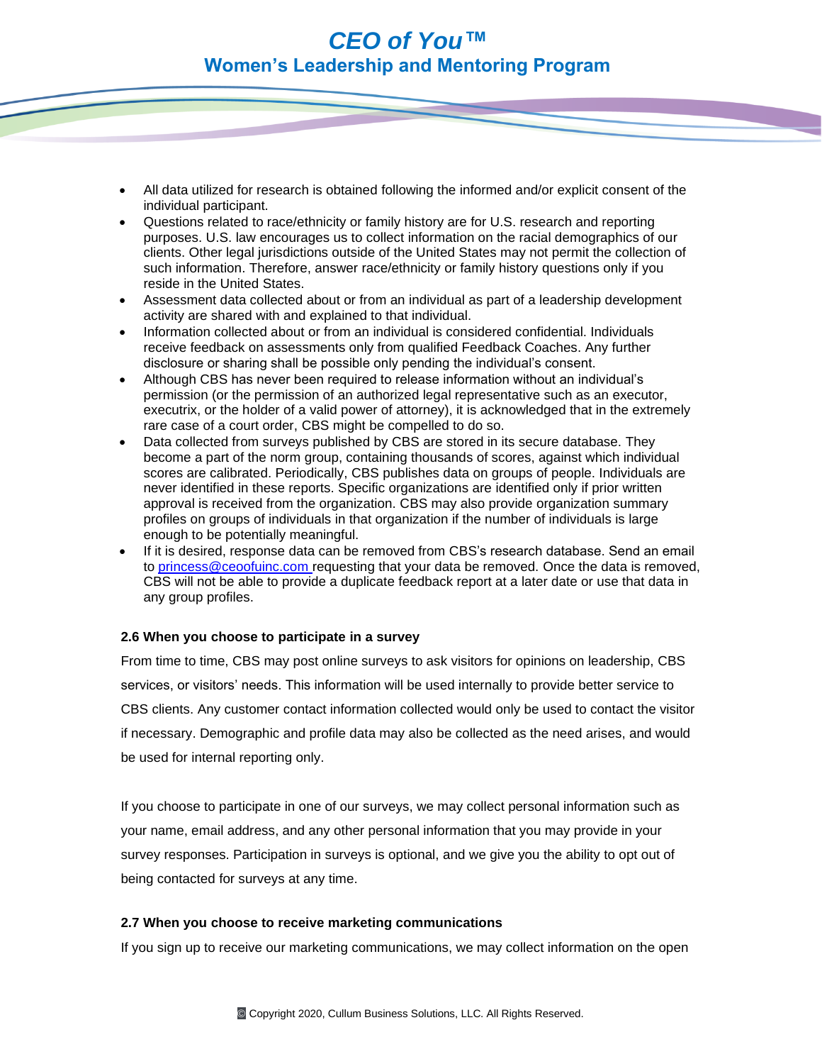- All data utilized for research is obtained following the informed and/or explicit consent of the individual participant.
- Questions related to race/ethnicity or family history are for U.S. research and reporting purposes. U.S. law encourages us to collect information on the racial demographics of our clients. Other legal jurisdictions outside of the United States may not permit the collection of such information. Therefore, answer race/ethnicity or family history questions only if you reside in the United States.
- Assessment data collected about or from an individual as part of a leadership development activity are shared with and explained to that individual.
- Information collected about or from an individual is considered confidential. Individuals receive feedback on assessments only from qualified Feedback Coaches. Any further disclosure or sharing shall be possible only pending the individual's consent.
- Although CBS has never been required to release information without an individual's permission (or the permission of an authorized legal representative such as an executor, executrix, or the holder of a valid power of attorney), it is acknowledged that in the extremely rare case of a court order, CBS might be compelled to do so.
- Data collected from surveys published by CBS are stored in its secure database. They become a part of the norm group, containing thousands of scores, against which individual scores are calibrated. Periodically, CBS publishes data on groups of people. Individuals are never identified in these reports. Specific organizations are identified only if prior written approval is received from the organization. CBS may also provide organization summary profiles on groups of individuals in that organization if the number of individuals is large enough to be potentially meaningful.
- If it is desired, response data can be removed from CBS's research database. Send an email to princess@ceoofuinc.com requesting that your data be removed. Once the data is removed, CBS will not be able to provide a duplicate feedback report at a later date or use that data in any group profiles.

**2.6 When you choose to participate in a survey**

From time to time, CBS may post online surveys to ask visitors for opinions on leadership, CBS services, or visitors' needs. This information will be used internally to provide better service to CBS clients. Any customer contact information collected would only be used to contact the visitor if necessary. Demographic and profile data may also be collected as the need arises, and would be used for internal reporting only.

If you choose to participate in one of our surveys, we may collect personal information such as your name, email address, and any other personal information that you may provide in your survey responses. Participation in surveys is optional, and we give you the ability to opt out of being contacted for surveys at any time.

**2.7 When you choose to receive marketing communications**

If you sign up to receive our marketing communications, we may collect information on the open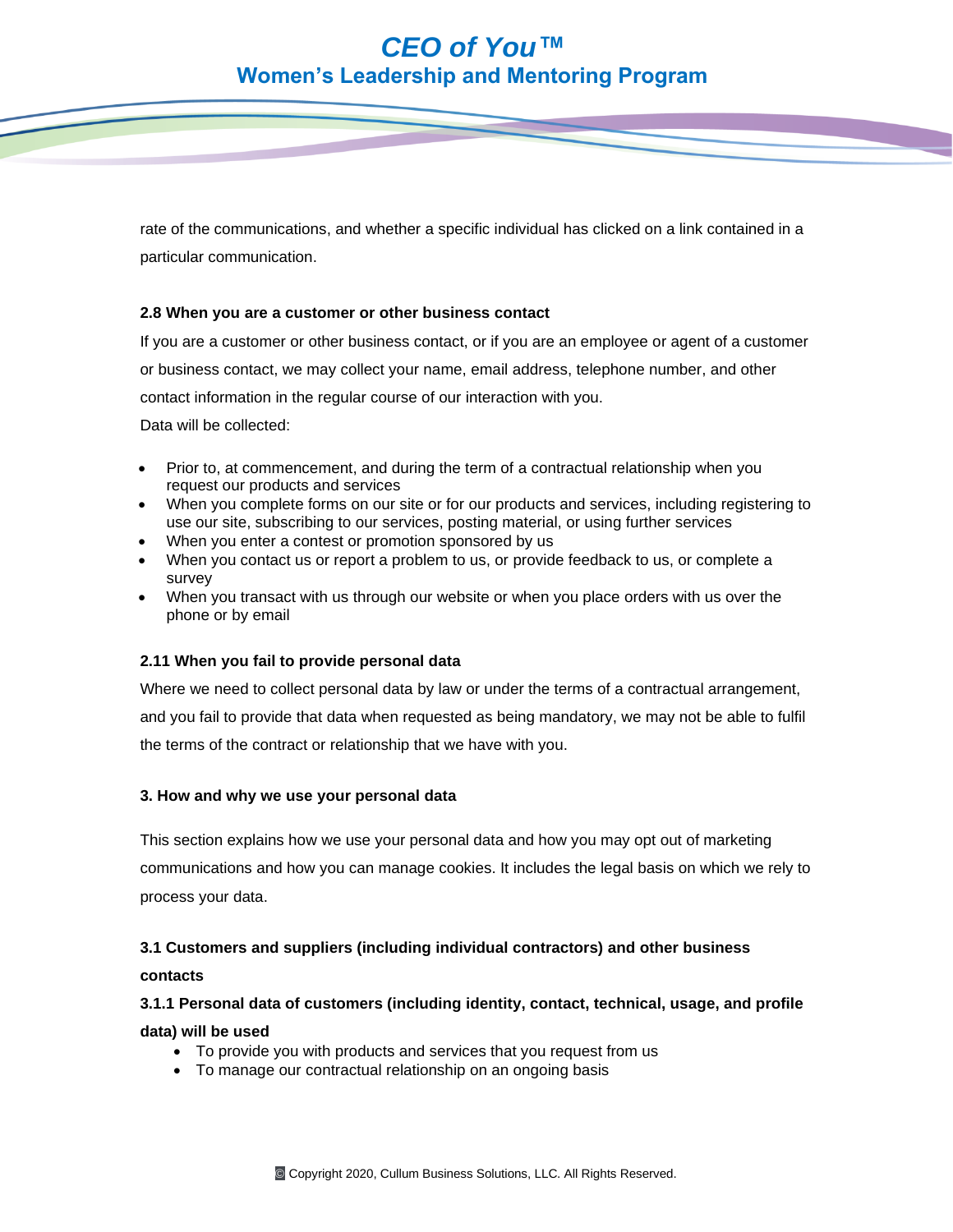rate of the communications, and whether a specific individual has clicked on a link contained in a particular communication.

**2.8 When you are a customer or other business contact**

If you are a customer or other business contact, or if you are an employee or agent of a customer or business contact, we may collect your name, email address, telephone number, and other contact information in the regular course of our interaction with you.

Data will be collected:

- Prior to, at commencement, and during the term of a contractual relationship when you request our products and services
- When you complete forms on our site or for our products and services, including registering to use our site, subscribing to our services, posting material, or using further services
- When you enter a contest or promotion sponsored by us
- When you contact us or report a problem to us, or provide feedback to us, or complete a survey
- When you transact with us through our website or when you place orders with us over the phone or by email

**2.11 When you fail to provide personal data**

Where we need to collect personal data by law or under the terms of a contractual arrangement, and you fail to provide that data when requested as being mandatory, we may not be able to fulfil the terms of the contract or relationship that we have with you.

**3. How and why we use your personal data**

This section explains how we use your personal data and how you may opt out of marketing communications and how you can manage cookies. It includes the legal basis on which we rely to process your data.

**3.1 Customers and suppliers (including individual contractors) and other business contacts**

**3.1.1 Personal data of customers (including identity, contact, technical, usage, and profile data) will be used**

- To provide you with products and services that you request from us
- To manage our contractual relationship on an ongoing basis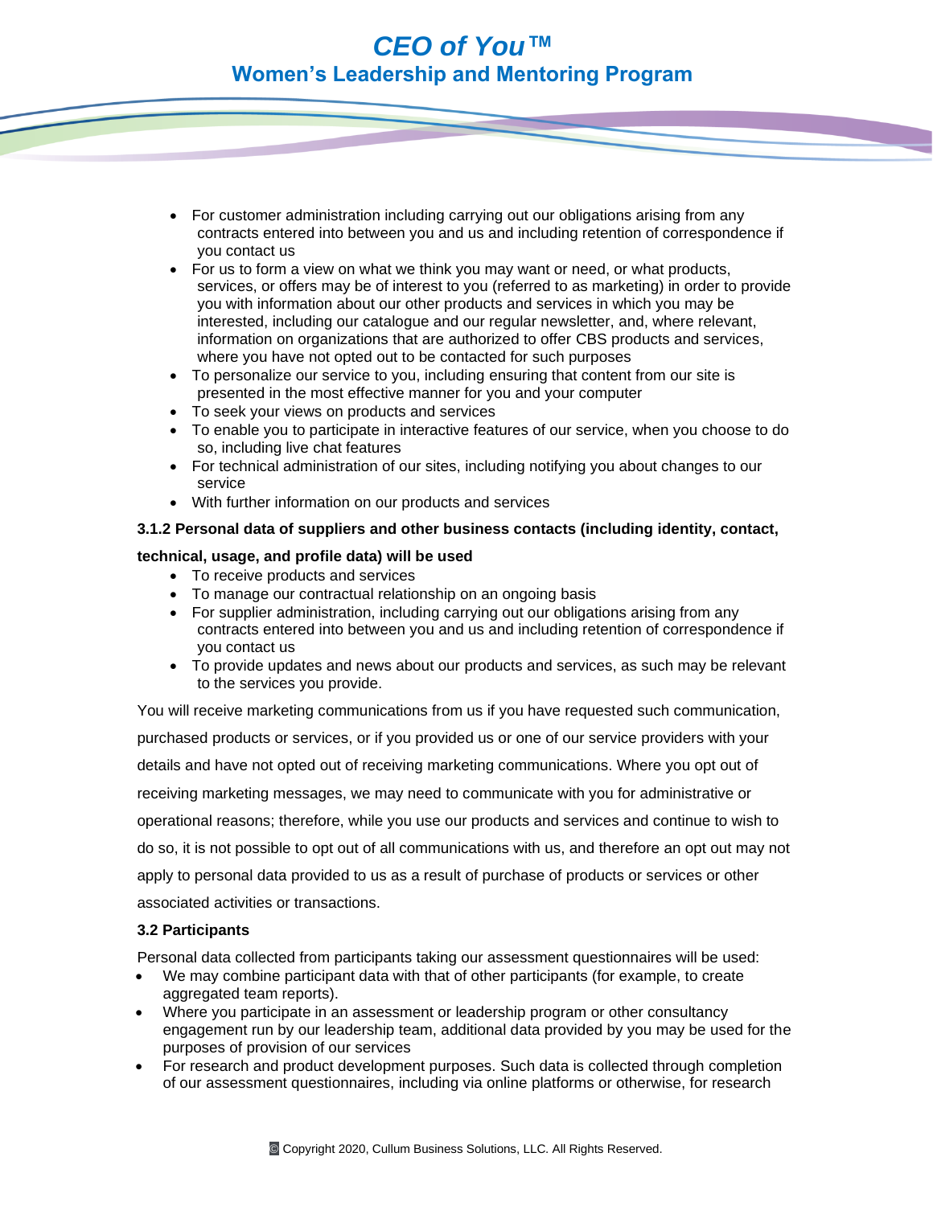- For customer administration including carrying out our obligations arising from any contracts entered into between you and us and including retention of correspondence if you contact us
- For us to form a view on what we think you may want or need, or what products, services, or offers may be of interest to you (referred to as marketing) in order to provide you with information about our other products and services in which you may be interested, including our catalogue and our regular newsletter, and, where relevant, information on organizations that are authorized to offer CBS products and services, where you have not opted out to be contacted for such purposes
- To personalize our service to you, including ensuring that content from our site is presented in the most effective manner for you and your computer
- To seek your views on products and services
- To enable you to participate in interactive features of our service, when you choose to do so, including live chat features
- For technical administration of our sites, including notifying you about changes to our service
- With further information on our products and services

**3.1.2 Personal data of suppliers and other business contacts (including identity, contact, technical, usage, and profile data) will be used**

- To receive products and services
- To manage our contractual relationship on an ongoing basis
- For supplier administration, including carrying out our obligations arising from any contracts entered into between you and us and including retention of correspondence if you contact us
- To provide updates and news about our products and services, as such may be relevant to the services you provide.

You will receive marketing communications from us if you have requested such communication, purchased products or services, or if you provided us or one of our service providers with your details and have not opted out of receiving marketing communications. Where you opt out of receiving marketing messages, we may need to communicate with you for administrative or operational reasons; therefore, while you use our products and services and continue to wish to do so, it is not possible to opt out of all communications with us, and therefore an opt out may not apply to personal data provided to us as a result of purchase of products or services or other associated activities or transactions.

**3.2 Participants**

Personal data collected from participants taking our assessment questionnaires will be used:

- We may combine participant data with that of other participants (for example, to create aggregated team reports).
- Where you participate in an assessment or leadership program or other consultancy engagement run by our leadership team, additional data provided by you may be used for the purposes of provision of our services
- For research and product development purposes. Such data is collected through completion of our assessment questionnaires, including via online platforms or otherwise, for research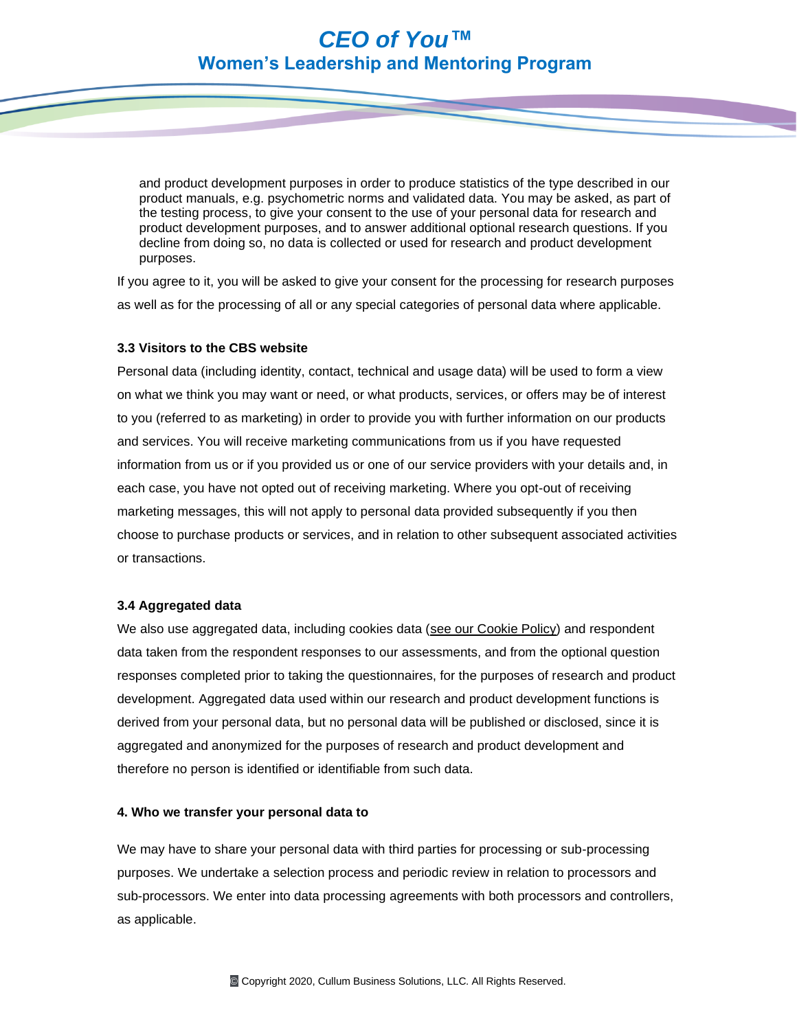and product development purposes in order to produce statistics of the type described in our product manuals, e.g. psychometric norms and validated data. You may be asked, as part of the testing process, to give your consent to the use of your personal data for research and product development purposes, and to answer additional optional research questions. If you decline from doing so, no data is collected or used for research and product development purposes.

If you agree to it, you will be asked to give your consent for the processing for research purposes as well as for the processing of all or any special categories of personal data where applicable.

### 3.3 Visitors to the CBS website

Personal data (including identity, contact, technical and usage data) will be used to form a view on what we think you may want or need, or what products, services, or offers may be of interest to you (referred to as marketing) in order to provide you with further information on our products and services. You will receive marketing communications from us if you have requested information from us or if you provided us or one of our service providers with your details and, in each case, you have not opted out of receiving marketing. Where you opt-out of receiving marketing messages, this will not apply to personal data provided subsequently if you then choose to purchase products or services, and in relation to other subsequent associated activities or transactions.

### 3.4 Aggregated data

We also use aggregated data, including cookies data (see our Cookie Policy) and respondent data taken from the respondent responses to our assessments, and from the optional question responses completed prior to taking the questionnaires, for the purposes of research and product development. Aggregated data used within our research and product development functions is derived from your personal data, but no personal data will be published or disclosed, since it is aggregated and anonymized for the purposes of research and product development and therefore no person is identified or identifiable from such data.

## 4. Who we transfer your personal data to

We may have to share your personal data with third parties for processing or sub-processing purposes. We undertake a selection process and periodic review in relation to processors and sub-processors. We enter into data processing agreements with both processors and controllers, as applicable.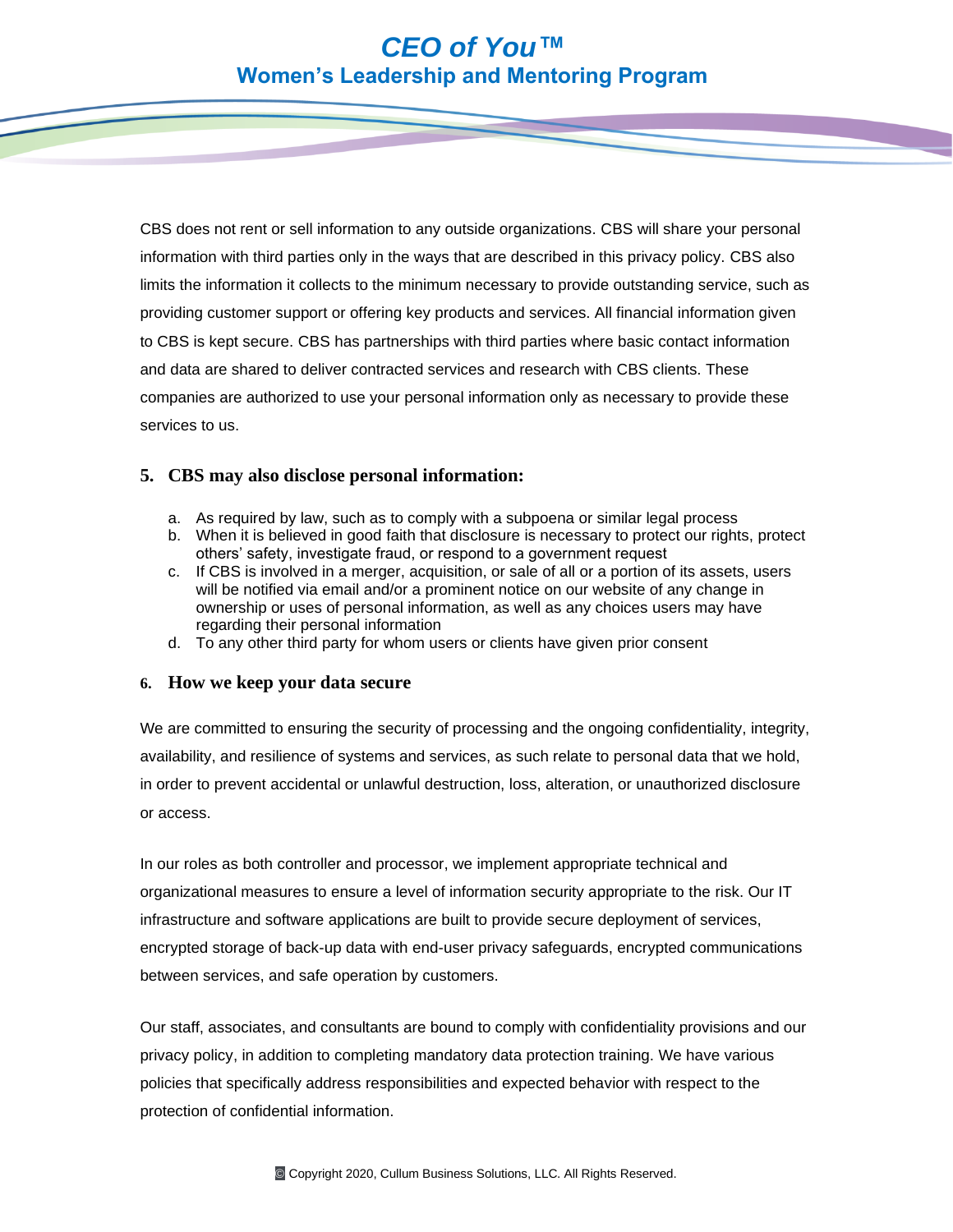CBS does not rent or sell information to any outside organizations. CBS will share your personal information with third parties only in the ways that are described in this privacy policy. CBS also limits the information it collects to the minimum necessary to provide outstanding service, such as providing customer support or offering key products and services. All financial information given to CBS is kept secure. CBS has partnerships with third parties where basic contact information and data are shared to deliver contracted services and research with CBS clients. These companies are authorized to use your personal information only as necessary to provide these services to us.

## 5. CBS may also disclose personal information:

a. As required by law, such as to comply with a subpoena or similar legal process
b. When it is believed in good faith that disclosure is necessary to protect our rights, protect others' safety, investigate fraud, or respond to a government request
c. If CBS is involved in a merger, acquisition, or sale of all or a portion of its assets, users will be notified via email and/or a prominent notice on our website of any change in ownership or uses of personal information, as well as any choices users may have regarding their personal information
d. To any other third party for whom users or clients have given prior consent

## 6. How we keep your data secure

We are committed to ensuring the security of processing and the ongoing confidentiality, integrity, availability, and resilience of systems and services, as such relate to personal data that we hold, in order to prevent accidental or unlawful destruction, loss, alteration, or unauthorized disclosure or access.

In our roles as both controller and processor, we implement appropriate technical and organizational measures to ensure a level of information security appropriate to the risk. Our IT infrastructure and software applications are built to provide secure deployment of services, encrypted storage of back-up data with end-user privacy safeguards, encrypted communications between services, and safe operation by customers.

Our staff, associates, and consultants are bound to comply with confidentiality provisions and our privacy policy, in addition to completing mandatory data protection training. We have various policies that specifically address responsibilities and expected behavior with respect to the protection of confidential information.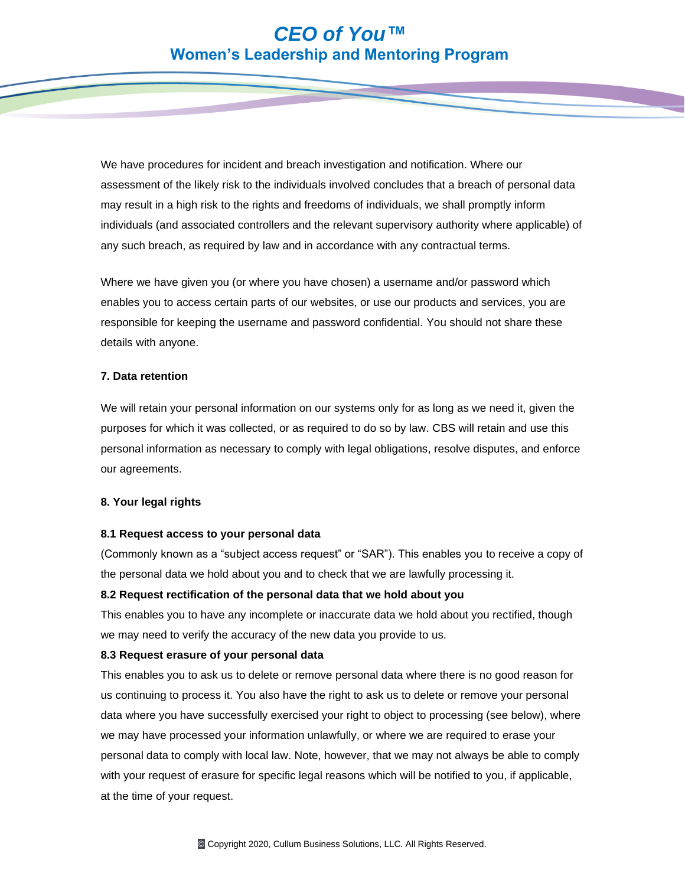We have procedures for incident and breach investigation and notification. Where our assessment of the likely risk to the individuals involved concludes that a breach of personal data may result in a high risk to the rights and freedoms of individuals, we shall promptly inform individuals (and associated controllers and the relevant supervisory authority where applicable) of any such breach, as required by law and in accordance with any contractual terms.

Where we have given you (or where you have chosen) a username and/or password which enables you to access certain parts of our websites, or use our products and services, you are responsible for keeping the username and password confidential. You should not share these details with anyone.

**7. Data retention**

We will retain your personal information on our systems only for as long as we need it, given the purposes for which it was collected, or as required to do so by law. CBS will retain and use this personal information as necessary to comply with legal obligations, resolve disputes, and enforce our agreements.

**8. Your legal rights**

**8.1 Request access to your personal data**

(Commonly known as a "subject access request" or "SAR"). This enables you to receive a copy of the personal data we hold about you and to check that we are lawfully processing it.

**8.2 Request rectification of the personal data that we hold about you**

This enables you to have any incomplete or inaccurate data we hold about you rectified, though we may need to verify the accuracy of the new data you provide to us.

**8.3 Request erasure of your personal data**

This enables you to ask us to delete or remove personal data where there is no good reason for us continuing to process it. You also have the right to ask us to delete or remove your personal data where you have successfully exercised your right to object to processing (see below), where we may have processed your information unlawfully, or where we are required to erase your personal data to comply with local law. Note, however, that we may not always be able to comply with your request of erasure for specific legal reasons which will be notified to you, if applicable, at the time of your request.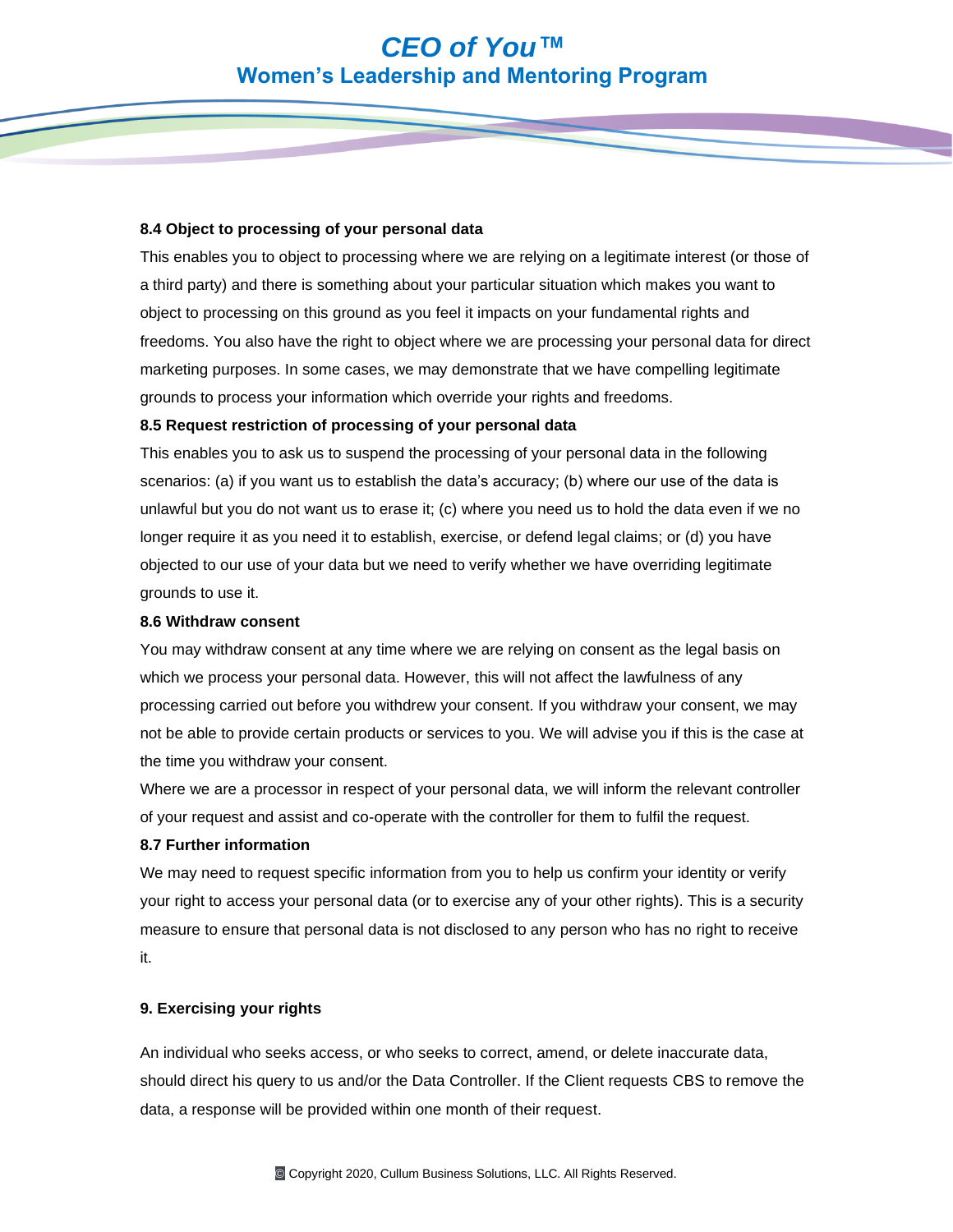**8.4 Object to processing of your personal data**

This enables you to object to processing where we are relying on a legitimate interest (or those of a third party) and there is something about your particular situation which makes you want to object to processing on this ground as you feel it impacts on your fundamental rights and freedoms. You also have the right to object where we are processing your personal data for direct marketing purposes. In some cases, we may demonstrate that we have compelling legitimate grounds to process your information which override your rights and freedoms.

**8.5 Request restriction of processing of your personal data**

This enables you to ask us to suspend the processing of your personal data in the following scenarios: (a) if you want us to establish the data's accuracy; (b) where our use of the data is unlawful but you do not want us to erase it; (c) where you need us to hold the data even if we no longer require it as you need it to establish, exercise, or defend legal claims; or (d) you have objected to our use of your data but we need to verify whether we have overriding legitimate grounds to use it.

**8.6 Withdraw consent**

You may withdraw consent at any time where we are relying on consent as the legal basis on which we process your personal data. However, this will not affect the lawfulness of any processing carried out before you withdrew your consent. If you withdraw your consent, we may not be able to provide certain products or services to you. We will advise you if this is the case at the time you withdraw your consent.

Where we are a processor in respect of your personal data, we will inform the relevant controller of your request and assist and co-operate with the controller for them to fulfil the request.

**8.7 Further information**

We may need to request specific information from you to help us confirm your identity or verify your right to access your personal data (or to exercise any of your other rights). This is a security measure to ensure that personal data is not disclosed to any person who has no right to receive it.

## 9. Exercising your rights

An individual who seeks access, or who seeks to correct, amend, or delete inaccurate data, should direct his query to us and/or the Data Controller. If the Client requests CBS to remove the data, a response will be provided within one month of their request.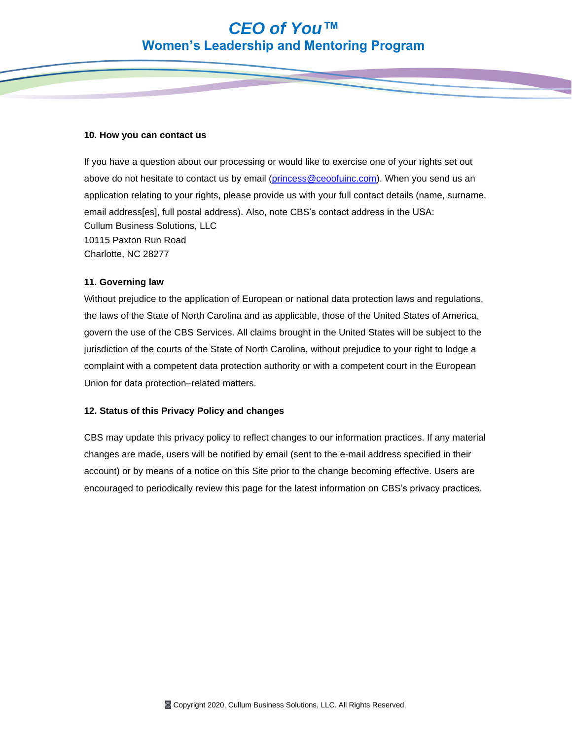**10. How you can contact us**

If you have a question about our processing or would like to exercise one of your rights set out above do not hesitate to contact us by email (princess@ceoofuinc.com). When you send us an application relating to your rights, please provide us with your full contact details (name, surname, email address[es], full postal address). Also, note CBS's contact address in the USA:
Cullum Business Solutions, LLC
10115 Paxton Run Road
Charlotte, NC 28277

**11. Governing law**

Without prejudice to the application of European or national data protection laws and regulations, the laws of the State of North Carolina and as applicable, those of the United States of America, govern the use of the CBS Services. All claims brought in the United States will be subject to the jurisdiction of the courts of the State of North Carolina, without prejudice to your right to lodge a complaint with a competent data protection authority or with a competent court in the European Union for data protection–related matters.

**12. Status of this Privacy Policy and changes**

CBS may update this privacy policy to reflect changes to our information practices. If any material changes are made, users will be notified by email (sent to the e-mail address specified in their account) or by means of a notice on this Site prior to the change becoming effective. Users are encouraged to periodically review this page for the latest information on CBS's privacy practices.